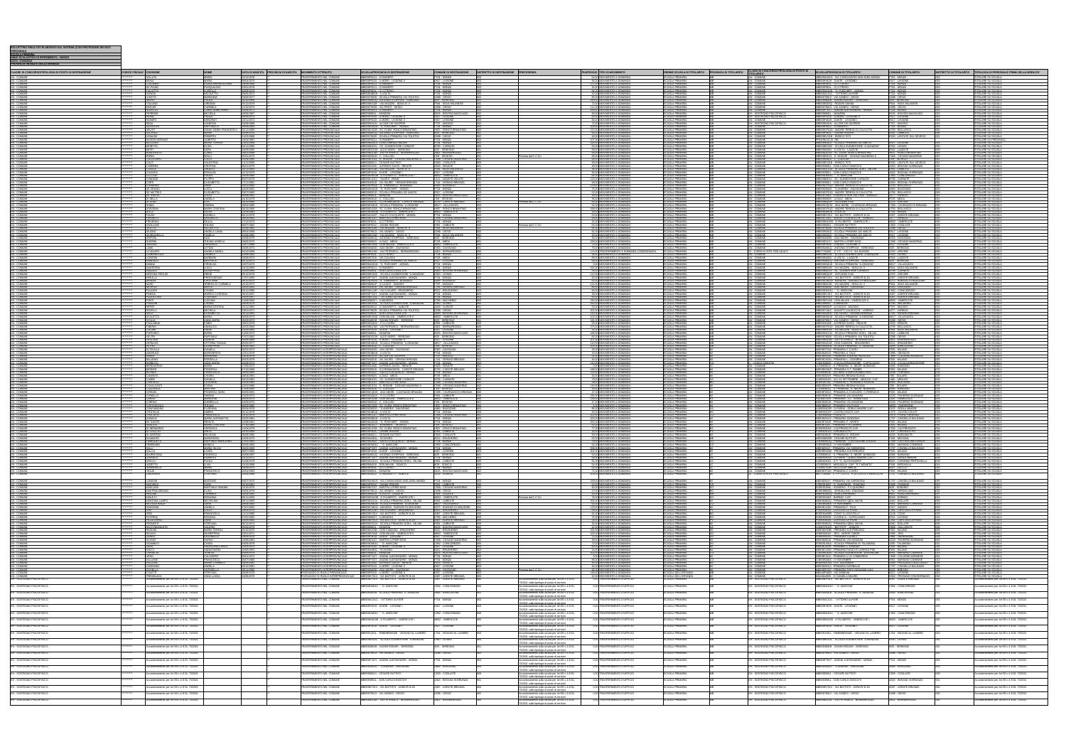**BOLLETTINO RISULTATI ELABORATI DAL SISTEMA (CON PROTEZIONE DEI DATI PERSONALI)**

| SCUOLA PRIMARIA<br>ANNO SCOLASTICO DI RIFERIMENTO : 2022/23<br>DATA: 17/05/2022<br>PROVINCIA: MONZA E DELLA BRIANZA |                       |                                                                                         |                                           |                                                         |                                                                                                                                      |                                                                                                                                                                              |                                                                                    |                                                                                                                                                                                                  |                                                                                                                                        |                                                                                               |                                                               |                                                                                                                                                                            |                                                                                                               |                                                                                                        |
|---------------------------------------------------------------------------------------------------------------------|-----------------------|-----------------------------------------------------------------------------------------|-------------------------------------------|---------------------------------------------------------|--------------------------------------------------------------------------------------------------------------------------------------|------------------------------------------------------------------------------------------------------------------------------------------------------------------------------|------------------------------------------------------------------------------------|--------------------------------------------------------------------------------------------------------------------------------------------------------------------------------------------------|----------------------------------------------------------------------------------------------------------------------------------------|-----------------------------------------------------------------------------------------------|---------------------------------------------------------------|----------------------------------------------------------------------------------------------------------------------------------------------------------------------------|---------------------------------------------------------------------------------------------------------------|--------------------------------------------------------------------------------------------------------|
| CLASSE DI CONCORSO/TIPOLOGIA DI POSTO DI DESTINAZIONE                                                               | ODICE FISCALE COGNOME |                                                                                         |                                           | DATA DI NASCITA PROVINCIA DI NASCITA MOVIMENTO OTTENUTO |                                                                                                                                      | <b>SCUOLA/PROVINCIA DI DESTINAZIONE</b>                                                                                                                                      | OMUNE DI DESTINAZIONE                                                              | <b>STRETTO DI DESTINAZIONE</b><br>ECEDENZ/                                                                                                                                                       | <b>PUNTEGGIO TIPO DI MOVIMENTO</b>                                                                                                     | PROVINCIA DI TITOLARITA'<br>ORDINE SCUOLA DI TITOLARITA'                                      | CLASSI DI CONCORSO/TIPOLOGIA DI POSTO DI<br><b>TOI ARITA'</b> | <b>CUOLA/PROVINCIA DI TITOLARITA'</b>                                                                                                                                      | COMUNE DI TITOLARITA'                                                                                         | TIPOLOGIA DI PERSONALE PRIMA DELLA MOBILITA'<br><b>DISTRETTO DI TITOLARITA'</b>                        |
| AN - COM INF<br>N - COMUNE                                                                                          |                       | GLIATA<br><b>ELENA MAR</b>                                                              |                                           | 09/04/1975<br>19/08/1966                                | RASFERIMENTO NEL COMUN<br><u>TRASFERIMENTO NEL COMUNI</u>                                                                            | <b>JBFF8F6011 - G RAIBFR</b><br>MBEE8F5015 - A.MORO - LISSONE II                                                                                                             | 704 - MONZA<br>617 - LISSONE<br>F704 - MONZA                                       |                                                                                                                                                                                                  | 54,00 MOVIMENTO A DOMANDA<br>96,00 MOVIMENTO A DOMANDA                                                                                 | <b>CLIOLA PRIMA</b><br><b>SCUOLA PRIMARI</b>                                                  | AN - COMUNE<br>AN - COMUNE                                    | BEE8AH01G - VIA CARAVAGGIO ANG.ZARA-MON<br>MBEE8F4019 - DANTE - LISSONE<br>MBEE8F801L G.CITTERIO -                                                                         | 704 - MONZA<br><u> 167 - LISSONE</u><br>F704 - MONZA                                                          | OLARE SU SCUOL<br><b>TOLARE SU SCUOLA</b>                                                              |
| AN - COMUNE<br>AN - COMUNE                                                                                          |                       | FALL FTT.<br>GANGAL<br>NICOLETT                                                         |                                           | 10/09/1979<br>29/05/1972                                | TRASFERIMENTO NEL COMUNE<br>TRASFERIMENTO NEL COMUNE<br>RASFERIMENTO NEL COMUNE<br><b>TRASFERIMENTO NEL COMUNI</b>                   | MBEE8F6011 - G.RAIBER<br>MBEE8F6011 - G.RAIBER<br>MBEE8F801L - G.CITTERIO<br><u> MBEE8GB018 - A.VOLTA</u>                                                                    | 704 - MONZA<br>F704 - MONZA<br>F704 - MONZA                                        |                                                                                                                                                                                                  | 271,001 MOVIMENTO A DOMAND.<br>30.001 MOVIMENTO A DOMAND.<br>84,00 MOVIMENTO A DOMANDA<br>42,00 MOVIMENTO A DOMANDA                    | <b>IN A PRIM</b><br><b>SCUOLA PRIMAF</b><br><b>SCUOLA PRIMAI</b>                              | AN - COMUNE<br>AN - COMUNE                                    | IBEE8F801L - C<br>IBEE8AD018 - "G. PUECHER" - MONZA<br>MBEE8AC01C - "VITTORIO ALFIERI"                                                                                     | 04 - MONZ<br>704 - MONZA<br>F704 - MONZA                                                                      | <b>TITOLARE SU SCUOLA</b><br>TITOLARE SU SCUOLA<br>TOLARE SU SCUOLA<br><b>TOLARE SU SCUOLA</b>         |
|                                                                                                                     |                       | <b>ILICETO</b><br><b>MARIANN</b><br><b>TALIANO</b>                                      |                                           | 23/06/1977<br>25/10/1966<br>25/12/1979                  | TRASFERIMENTO NEL COMUNI<br>TRASFERIMENTO NEL COMUNI<br><b>ASFERIMENTO NEL COMUNE</b>                                                | <u> MBEE878028 - SCUOLA PRIMARIA VIA TOLS</u><br><u>4601Q - ANTONIO STOPPANI - SERE</u><br>MBEE8E001B - VIA MAZZINI - NOVA M. II                                             | D <sub>286</sub> - DESIO<br>F944 - NOVA MILAN                                      |                                                                                                                                                                                                  | 85,00 MOVIMENTO A DOMANDA<br>190,00 MOVIMENTO A DOMANDA<br>72,00 MOVIMENTO A DOMANDA                                                   | <b>SCUOLA PRIMAI</b><br><b>CUOLA PRIMARI</b>                                                  | AN - COMUNE                                                   | MBEE879013 - VIA AGNESI - DESIC<br>EE84801B - GIANNI RODARI - SERE<br>MBEE8EZ02Q - RODARI GIANNI                                                                           | D <sub>286</sub> - DESIO<br>F944 - NOVA MILANE                                                                | TITOLARE SU SCUOLA<br>TITOLARE SU SCUOLA<br><b>TOLARE SU SCUOLA</b>                                    |
| AN - COMUNE<br>AN - COMUNE                                                                                          |                       | Meduri<br>MICHELA<br><b>PERRONE</b>                                                     | :ARMFIA<br>ARIA ANNA MA                   | 1/10/1973<br>10/08/1971<br>18/06/1987                   | TRASFERIMENTO NEL COMUNE<br>TRASFERIMENTO NEL COMUNE<br>TRASFERIMENTO NEL COMUNE                                                     | <u> MBEE87502R - VIA PRATI - DESIG</u><br><u> MBEE8F6011 - G.RAIBERT</u><br><u> MBEE86801L - MANZONI</u>                                                                     | 286 - DESIC<br>704 - MONZA<br>B105 - BOVISIO-MASCIAGO                              |                                                                                                                                                                                                  | 111,00 MOVIMENTO A DOMANDA<br>169,00 MOVIMENTO A DOMANDA<br>99,00 MOVIMENTO A DOMANDA                                                  | <b>SCUOLA PRIMARIA</b><br><u>ICUOLA PRIMARI</u><br><b>SCUOLA PRIMARI</b>                      | AN - COMUN<br>AN - COMUNE<br><b>EH - SOSTEGNO PSICOFISICO</b> | MBEE879013 - VIA AGNESI - DESIC<br>MBEE8F702T - ANZANI ALESSANDRO - MON<br>MBEE86801L - MANZONI                                                                            | D <sub>286</sub> - DESIC<br>F704 - MONZA<br>B105 - BOVISIO-MASCIA                                             | <u>TOLARE SU SCUOLA</u><br><u>TOLARE SU SCUOLA</u><br><u>TITOLARE SU SCUOLA</u>                        |
|                                                                                                                     |                       | <b>PAULA</b><br>VANESSA<br>REDA                                                         |                                           | 26/06/1975<br>15/09/1989                                | TRASFERIMENTO NEL COMUNE<br>TRASFERIMENTO NEL COMUNE                                                                                 | MBEE8F5015 - A.MORO - LISSONE II<br>MBEE8F5015 - A.MORO - LISSONE II<br><b>MBEE89101N - ALCIDE DE GASPER</b>                                                                 | <u> E617 - LISSONE<br/>E617 - LISSONE</u><br>797 - MUGGIO                          |                                                                                                                                                                                                  | 82,00 MOVIMENTO A DOMANDA<br>84,00 MOVIMENTO A DOMANDA<br>72,00 MOVIMENTO A DOMANDA                                                    | SCUOLA PRIMARI<br>SCUOLA PRIMARI<br>SCUOLA PRIMAF                                             | <b>EH - SOSTEGNO PSICOFISIC</b><br>EH - SOSTEGNO PSICOFISICO  | MBEE8F5015 - A.MORO - LISSONE II<br>MBEE8F4019 - DANTE - LISSONE I<br>MBEE89101N - ALCIDE DE GASPERI                                                                       | E617 - LISSONE<br>F797 - MUGGIO'                                                                              | <b>TITOLARE SU SCUOL</b><br><u>LARE SU SCU</u><br><b>TOLARE SU SCUOLA</b>                              |
| AN - COMUNE                                                                                                         |                       | <u>SILVESTI</u><br><b>RAFFAELL</b>                                                      | <u>DANIA MARIJ</u>                        | 25/04/1964<br>22/11/1985<br>26/06/1974                  | TRASFERIMENTO NEL COMUNE<br>TRASFERIMENTO NEL COMUNE<br>TRASFERIMENTO PROVINCIALE                                                    | BEE8AD018 - "G. PUECHER" - MONZA<br><u> MBEE8DJ028 - SC. ELEM. RONCO BRIANTII</u>                                                                                            | <u>704 - MONZA </u><br><b>H537 - RONCO BRI</b><br>1625 - SEREGI<br>D286 - DESIO    |                                                                                                                                                                                                  | 108,00 MOVIMENTO A DOMANDA<br>112,00 MOVIMENTO A DOMANDA<br>66,00 MOVIMENTO A DOMANDA<br>46,00 MOVIMENTO A DOMANDA                     | <b>SCUOLA PRIMARI</b><br><u>SCUOLA PRIMAF</u>                                                 | AN - COMUNE<br>AN - COMUNE<br>AN - COMUL<br>AN - COMUN        | MBEE8F6011 - G.RAIBER<br>MBEE8CP01D - MADRE TERESA DI CALCUT                                                                                                               | F704 - MONZA<br>A759 - BELLUSC                                                                                | <u>ITOLARE SU SCUOLA</u><br><u>ITOLARE SU SCUOLA</u>                                                   |
| AN - COMUNE                                                                                                         |                       | BAGGIO MORAI<br>ALBERI                                                                  | <b>MARIA TERE</b>                         | 21/03/1986<br>14/04/1981<br>23/03/1968                  | RASFERIMENTO PROVINCIALE<br>RASFERIMENTO PROVINCIALE<br>TRASFERIMENTO PROVINCIALE<br>TRASFERIMENTO PROVINCIALE                       | BEE84601Q - ANTONIO STOPPANI - SEREG.<br>BEE878028 - SCUOLA PRIMARIA VIA TOLST<br><u> MBEE8F6011 - G.RAIBER</u>                                                              | 704 - MONZA<br><u>704 - MONZA </u>                                                 |                                                                                                                                                                                                  | 107,00 MOVIMENTO A DOMANDA                                                                                                             | SCUOLA PR<br><b>SCUOLA PRIMARI</b>                                                            | AN - COMUNE<br>AN - COMUN                                     | MBEE8F901C - GIANNI RODAR<br>MBEE8EV01B - ENRICO TOTI<br>PROVINCIA DI MB                                                                                                   | E591 - LIMBIATE<br>E530 - LENTATE SUL SEVES<br>E617 - LISSUNE                                                 | <u>OLARE SU SCUOLA</u><br>OLARE SU SCUOLA<br><u>ITOLARE SU PROVINCIA</u><br><b>TITOLARE SU SCUOLA</b>  |
|                                                                                                                     |                       | <b>BONOFIGLIO</b>                                                                       |                                           | 4/09/1990<br><u>14/01/1988 </u>                         | RASFERIMENTO PROVINCIALE<br>RASFERIMENTO PROVINCIALE<br>TRASFERIMENTO PROVINCIALE                                                    | <u> MBEE8AE014 - DON LORENZO MILANI<br/>MBEE8BZ01V - SC. ELEMENTARE CARN</u><br><b>IBEE8DC018 - ALDO MORO - SEREGN</b><br><u> MBEE8B101B - VIA PETRARCA - BERNAREG</u>       | 325 - SERFGN<br>4802 - BERNAREO                                                    |                                                                                                                                                                                                  | 226,00 MOVIMENTO A DOMANDA<br>55,00 MOVIMENTO A DOMANDA<br>58,00 MOVIMENTO A DOMANDA<br>66,00 MOVIMENTO A DOMANDA                      | CUOLA PRIMAF<br><b>SCUOLA PRIMAI</b>                                                          | <u>AN - COMUN</u><br>AN - COMUN<br><b>AN - COMUNE</b>         | MBEE89201D - SCUOLA PRIMARIA DE AMICIS<br>MBEE8BS03C - SCUOLA ELEMENTARE "A.MA<br>MBEE86402A - A.VOLTA - LAZZATE<br>MBEE8DJ028 - SC. ELEM. RONCO BRIANT                    | 0 - LESMO<br>504 - LAZZATE<br>H537 - RONCO BRIANT                                                             | <b>OLARE SU SCUOLA</b><br><u>ITOLARE SU SCUOLA</u>                                                     |
|                                                                                                                     |                       |                                                                                         |                                           | 25/01/1973<br>02/04/1990<br>/11/1990                    | TRASFERIMENTO PROVINCIALE<br>SFERIMENTO PROVINCIALE                                                                                  | MBEE86301D - C. COLLODI<br>MBEE8E2013 - G. RODARI - CESANO MADERNO<br>MBEE866011 - CESARE BATTISTI                                                                           | <u>709 - SEVESO</u><br><u>C566 - CESANO MA</u><br><b>2820 - COGLIATE</b>           | <u>evista dal C.C.N.</u>                                                                                                                                                                         | 99,00 MOVIMENTO A DOMANDA<br>68,00 MOVIMENTO A DOMANDA<br>69,00 MOVIMENTO A DOMANDA                                                    | <b>SCUOLA PRIM</b><br>CUOLA PRIMA                                                             | AN - COMUNE                                                   | MBEE8E2013 - G. RODARI - CESANO MADE<br>MBEE8EV01B - ENRICO TO                                                                                                             | C566 - CESANO MADERN<br>530 - LENTATE SUL SEVESO                                                              | <b>TITOLARE SU SCUOLA</b><br>ARE SU SCUOL<br><b>OLARE SU SCUOL</b>                                     |
| AN - COMUNE                                                                                                         |                       | CARRER<br>CASALE<br>ROSALBA                                                             |                                           | 6/01/1979<br>10/11/1963<br>12/12/1979                   | <b>TRASFERIMENTO PROVINCIALE</b><br>TRASFERIMENTO PROVINCIALE<br>TRASFERIMENTO PROVINCIALE                                           | MBEE831045 - ALFREDO SASSI - RENATE<br><u> MBEE8E001B - VIA MAZZINI - NOVA M. II</u><br><u> BEE8F4019 - DANTE - LISSONE</u>                                                  | H <sub>233</sub> - RENATE<br>'944 - NOVA MILANESE<br>7 - LISSONE                   |                                                                                                                                                                                                  | 49,00 MOVIMENTO A DOMAND.<br>36,00 MOVIMENTO A DOMANDA<br>95,00 MOVIMENTO A DOMANDA                                                    | <b>SCUOLA PRIMAI</b><br><b>SCUOLA PRIMARIA</b>                                                | AN - COMUN<br>AN - COMUNE                                     | MBEE83901L - DON CARLO GNOCCHI<br>MBEE8GC014 - SCUOLA PRIMARIA DON L. MIL<br>MBEE83901L - DON CARLO GNOCCHI                                                                | A818 - BESANA IN BRIANZA<br>E591 LIMBIATE<br>A818 - BESANA IN BRIANZA                                         | <b>TOLARE SU SCUOLA</b><br>TITOLARE SU SCUOLA<br>TITOLARE SU SCUOLA                                    |
|                                                                                                                     |                       | <b>CONDEMI</b>                                                                          | <b>ELISABETT</b>                          | 4/05/1980<br>0/07/1978<br>/11/1981                      | <u>ASFERIMENTO PROVINCIALE</u><br><b>TRASFERIMENTO PROVINCIALE</b><br>TRASFERIMENTO PROVINCIALE                                      | BEE8EW028 - E.FILIBERTO - VIMERCAT<br><u> MBEE8CL012 - "SUOR E. RENZI"</u><br>BEE843018 - VIA SAURO - VERANO BRIANZ                                                          | 052 - VIMERCAT<br><u>1 - USMATE VELATE</u><br>L744 - VERANO BRIANZA                |                                                                                                                                                                                                  | 81,00 MOVIMENTO A DOMANDA<br>123,00 MOVIMENTO A DOMANDA<br>58,00 MOVIMENTO A DOMANDA                                                   | CUOLA PRIMARI<br>SCUOLA PRIMARI<br><b>CUOLA PRIMARIA</b>                                      | AN - COMUN<br>AN - COMUNE                                     | BEE8DM01C - " G. MARCONI"<br><u> MBEE8BZ01V - SC. ELEMENTARE CARNAT</u><br>MBEE83901L - DON CARLO GNOCCHI                                                                  | 2952 - CONCOREZZO<br>B798 - CARNATE<br>A818 - BESANA IN BRIANZ                                                | <b>OLARE SU SCUOLA</b><br><u>OLARE SU SCUOLA</u><br><b>OLARE SU SCUOLA</b>                             |
| <u>AN - COMUNE</u>                                                                                                  |                       | D'ANDREA<br><b>ANNA</b><br>DE MATTE                                                     |                                           | 10/01/1960<br><u>4/03/1981 -</u><br>:3/07/1982 -        | TRASFERIMENTO PROVINCIALE<br>TRASFERIMENTO PROVINCIALE<br>TRASFERIMENTO PROVINCIALE                                                  | MBEE8DP025 - N. TOMMASEO - BUSNAGO<br>MBEE8AD018 - "G. PUECHER" - MONZA<br>MBEE89201D - SCUOLA PRIMARIA DE AMICIS                                                            | <u> B289 - BUSNAGO I</u><br>17 - LISSONF                                           |                                                                                                                                                                                                  | 278,00 MOVIMENTO A DOMANDA<br>75,00 MOVIMENTO A DOMANDA<br>52,00 MOVIMENTO A DOMANDA<br>36,00 MOVIMENTO A DOMANDA                      | <b>SCUOLA PRIMARI</b><br>CUOLA PRIMAI                                                         | AN - COMUNE                                                   | MBEE8CP01D - MADRE TERESA DI CALCUT<br>MBEE82602G - "S.ANDREA"- BIASSONO<br>MBEE8CP01D - MADRE TERESA DI CALC                                                              | A759 - BELLUSCO                                                                                               | <b>ITOLARE SU SCUOLA</b><br><b>OLARE SU SCUOL</b><br><b>JLARE SU SCUOL</b>                             |
| AN - COMUNE<br>IN - COMUNE<br>N - COMINE                                                                            |                       | <b>LUCIA</b><br>DE SANTIS<br>DI BELLA<br>ANGELA<br><b>DI LENA</b>                       |                                           | 06/08/1962<br>14/10/1979<br>28/10/1980                  | TRASFERIMENTO PROVINCIALE<br>TRASFERIMENTO PROVINCIALE<br><b>IRASFERIMENTO PROVINCIALE</b>                                           | MBEE86801L - MANZONI<br><u> MBEE86301D - C. COLLODI</u><br>/IBEE830016 - G.D.ROMAGNOSI - CARATE BRIANZA<br>/IREE8DN018 - SCLIOLA PRIMARIA "A OGGIONI"                        | 105 - BOVISIO-MASCIAGO<br><u>709 - SEVESC</u><br>B729 - CARATE BRIANZA             | <u>Prevista dal C.C.N.I.</u>                                                                                                                                                                     | 36,00 MOVIMENTO A DOMANDA<br>85,00 MOVIMENTO A DOMANDA                                                                                 | <b>CUOLA PRIMARI</b><br>SCUOLA PRIMARI<br><b>SCUOLA PRIMARI</b>                               | <b>AN - COMUNE</b><br>AN - COMUNE<br>AN - COMUNE              | MBEE87001L - A.MORO E M.RI VIA FANI - VARE<br>MBEE85902V - A.DIAZ - MEDA                                                                                                   | L677 - VAREDO<br><u> F078 - MEDA</u><br>A376 - ARCORE                                                         | <b>OLARE SU SCUOLA</b><br><b>TOLARE SU SCUOLA</b><br>TITOLARE SU SCUOLA                                |
| AN - COMUNE<br>AN - COMUNE                                                                                          |                       | DOSSENA<br><b>DUCA</b>                                                                  | <b>MARIA CRIST</b>                        | 18/10/1966<br>22/09/1983                                | <b>TRASFERIMENTO PROVINCIALE</b><br>TRASFERIMENTO PROVINCIALE                                                                        | MBEE8DJ028 - SC. ELEM. RONCO BRIANTINO<br>MBEE8EW028 - E.FILIBERTO - VIMERCATE I                                                                                             | <b>H537 - RONCO BRIANTINO</b><br>M052 - VIMERCATE                                  |                                                                                                                                                                                                  | 198,00 MOVIMENTO A DOMANDA<br>35,00 MOVIMENTO A DOMANDA                                                                                | <b>SCUOLA PRIMAF</b><br><b>SCUOLA PRIMAF</b>                                                  | AN - COMUNE<br><b>AN - COMUNE</b>                             | MBEE8BQ01P - GIOVANNI XXIII<br>MBEE8CQ019 - ADA NEGRI - CAN<br>MBEE8CP01D - MADRE TERESA DI CALCUTTA<br>MBEE8GB018 - A.VOLTA                                               | A759 - BELLUSCO<br>F704 - MONZA                                                                               | TOLARE SU SCUOLA<br><u>ITOLARE SU SCUOLA</u>                                                           |
| IN - COMUNE                                                                                                         |                       | <b>FALBO</b><br>DANIELA<br>GRAZIELLA                                                    |                                           | 06/11/1976<br>29/03/1982<br>17/12/1973                  | TRASFERIMENTO PROVINCIALE<br>TRASFERIMENTO PROVINCIALE<br>RASFERIMENTO PROVINCIALE                                                   | MBEE8AA02T - SALVO D'ACQUISTO - MONZA<br><b>SEE8E1017 - MARTIN LUTHER KING</b><br>/IBEE8F801L - G.CITTERIO                                                                   | F704 - MONZA<br>566 - CESANO MADE<br>704 - MONZA                                   |                                                                                                                                                                                                  | 63,00 MOVIMENTO A DOMANDA<br>55,00 MOVIMENTO A DOMANDA<br>41.00 MOVIMENTO A DOMANDA                                                    | <b>SCUOLA PRIMARI</b><br>CUOLA PRIMARI                                                        | AN - COMUNE<br>AN - COMUN                                     | MBEE8EY01V - VIA BATTISTI - AGRATE B.ZA<br>MBEE87101C - BAGATTI VALSECCHI - VAI<br>MBEE8EW028 - E.FILIBERTO - VIMERCATE                                                    | A087 - AGRATE BRIANZ<br>1052 - VIMERCA                                                                        | <b>TITOLARE SU SCUOLA</b><br>LARE SU SCUOL<br><b>OLARE SU SCUOL</b>                                    |
| AN - COMUNE                                                                                                         |                       | <b>GAGLIANC</b><br><b>ILZIANA</b><br>NICOLETT/<br>GIOITIA<br><u>GIUGNO</u>              | ANGELA LIAN                               | 28/07/1982<br>20/08/1982<br>08/04/1968                  | TRASFERIMENTO PROVINCIALE<br>TRASFERIMENTO PROVINCIALE<br>TRASFERIMENTO PROVINCIALE                                                  | MBEE8F901C - GIANNI RODARI<br>MBEE8E001B - VIA MAZZINI - NOVA M. II<br><u> MBEE879013 - VIA AGNESI - DESIC</u>                                                               | E591 - LIMBIATE<br><u>944 - NOVA MILANESE</u>                                      | evista dal C.C.N.I                                                                                                                                                                               | 64,00 MOVIMENTO A DOMANDA<br>91,00 MOVIMENTO A DOMANDA<br>81,00 MOVIMENTO A DOMANDA                                                    | <b>SCUOLA PRIMARIA</b><br>SCUOLA PRIMARI                                                      | AN - COMUNE<br>AN - COMUNE<br>AN - COMUNE                     | MBEE866011 - CESARE BATTISTI<br>MBEE878028 - SCUOLA PRIMARIA VIA TOLSTOJ<br><b>BEE89201D - SCUOLA PRIMARIA DE AMICI</b>                                                    | C820 - COGLIATE<br>D <sub>286</sub> - DESIO<br>317 - LISSONE<br>317 - LISSONE                                 | <u>ITOLARE SU SCUOLA</u><br><u>ITOLARE SU SCUOLA</u><br>DLARE SU SCUOL                                 |
|                                                                                                                     |                       | <b>IURDANE</b><br><b>GRIFONI</b>                                                        | <b>ILZIANA ANGI</b>                       | 2/08/1982<br>10/08/1976<br>18/06/1975                   | SFERIMENTO PROVINCIALE<br>ASFERIMENTO PROVINCIALE<br>TRASFERIMENTO PROVINCIALE<br>TRASFERIMENTO PROVINCIALE                          | MBEE8E001B - VIA MAZZINI - NOVA M. I<br>MBEE84601Q - ANTONIO STOPPANI - SEREGI<br>MBEE85902V - A.DIAZ - MEDA<br>MBEE8EVALA - ROMANI ANII - MAEROATE III                      | 944 - NOVA MILANE<br>625 - SEREGN<br>078 - MEDA                                    |                                                                                                                                                                                                  | 33,00 MOVIMENTO A DOMANDA<br>36,00 MOVIMENTO A DOMAND.                                                                                 | CLIOI A PRIMA<br><b>CUOLA PRIMA</b><br><b>SCUOLA PRIM</b>                                     | AN - COMUN<br>AN - COMUNE                                     | EE89201D - SCUOLA PRIMARIA DE AMICI<br>BEE83403G - ADA NEGRI - GIUSSAN<br><u> MBEE8E1017 - MARTIN LUTHER KING</u>                                                          | E063 - GIUSSAN<br>C566 - CESANO MADE                                                                          | <b>OLARE SU SCUOL</b><br><b>OLARE SU SCUOL</b><br><u>TOLARE SU SCUOLI</u>                              |
|                                                                                                                     |                       | <b>IASENZA</b><br><u>LO MAUR(</u>                                                       | <b>ERONICA</b><br>ANGELA MA               | 12/07/1988<br>3/06/1974<br>24/10/1958                   | <u> SFERIMENTO PROVINCIALE</u><br><u>FERIMENTO PROVINCIALE</u>                                                                       | MBEE8EX046 - DON MILANI - VIMERCATE II<br><u> EE83403G - ADA NEGRI - GIUSSAN</u><br><u> MBEE8B101B - VIA PETRARCA - BERNAR</u>                                               | M052 - VIMERCATE<br>802 - BERNAI                                                   |                                                                                                                                                                                                  | 226.00 MOVIMENTO A DOMANDA<br>72.00 MOVIMENTO A DOMANDA<br>76.00 MOVIMENTO A DOMANDA<br><u>174,00 TRASFERIMENTO A DOMANDA CONDIZIO</u> | <b>SCUOLA PRIMAI</b>                                                                          | AN - COMUNE<br>- CORSI DI ISTR. PER ADUI                      | MBEE8F5015 - A.MORO - LISSONE II<br>MBEE84601Q - ANTONIO STOPPANI - SEREG<br>MBCT70400C - C.T.P. C/O I.C. VIA EDISON                                                       | E617 - LISSONE<br>625 - SEREGNO<br>376 - ARCORI                                                               | <u>OLARE SU SCUOLA</u><br><b>OLARE SU SCUOL</b><br><u>JLARE SU SCUOLA</u>                              |
|                                                                                                                     |                       | LOMBARDO<br><b>DARDAI</b>                                                               |                                           | 22/08/1982<br>19/08/1974<br>5/11/1973                   | TRASFERIMENTO PROVINCIALE<br>TRASFERIMENTO PROVINCIALE                                                                               | MBEE8F801L - G.CITTERIC<br><u> BEE857016 - VIA CIALDINI</u><br>E89201D - SCUOLA PRIMARIA DE AMI<br>E8AD018 - "G. PUECHER" - MONZA                                            | 704 - MONZA<br>078 - MEDA<br><u> 617 - LISSONE</u><br>704 - MONZA                  |                                                                                                                                                                                                  | 36,00 MOVIMENTO A DOMANDA<br>89,00 MOVIMENTO A DOMANDA                                                                                 | <b>CUOLA PRIMARI</b><br>SCUOLA PRIMA                                                          | AN - COMUNE                                                   | BEE8BS03C - SCUOLA ELEMENTARE "A.MANZONI<br>MBEE86402A - A.VOLTA - LAZZATI<br>BEE84601Q - ANTONIO STOPPANI - SEREG<br>BEE8DN018 - SCUOLA PRIMARIA "A.OGGIC                 | E550 - LESMO<br><u> 504 - LAZZATE</u><br><u> 525 - SEREGNO</u>                                                | <b>OLARE SU SCUOLA</b><br>TITOLARE SU SCUOLA<br><u>OLARE SU SCUOLA</u>                                 |
| AN - COMUNE                                                                                                         |                       | ANTEGNA                                                                                 | <b>GIUSEPPIN</b>                          | 13/12/1969<br><u>11/09/1965 </u>                        | RASFERIMENTO PROVINCIAL<br>RASFERIMENTO PROVINCIAL<br><b>RASFERIMENTO PROVINCIALE</b><br><b>TRASFERIMENTO PROVINCIALE</b>            | /BEE8F6011 - G.RAIBERTI<br><b>IBEE83901L - DON CARLO GNOCCHI</b>                                                                                                             | 704 - MONZA<br>A818 - BESANA IN BR                                                 |                                                                                                                                                                                                  | 66,00 MOVIMENTO A DOMANDA<br>0,00 MOVIMENTO A DOMANDA<br>191,00 MOVIMENTO A DOMANDA<br>54,00 MOVIMENTO A DOMANDA                       | <b>CUOLA PRIMARI</b><br><b>SCUOLA PRIMARI</b>                                                 | <b>AN - COMUNE</b><br><b>AN - COMUNE</b>                      | <u> MBEE8E001B - VIA MAZZINI - NOVA M. II</u><br>MBEE8BZ01V - SC. ELEMENTARE CARNATI                                                                                       | -944 - NOVA MILANES<br>B798 - CARNAT                                                                          | LARE SU SCUOL/<br><b>OLARE SU SCUOLA</b><br><b>TOLARE SU SCUOLA</b>                                    |
| N - COMUNE<br>N - COMUNE<br>AN - COM INF                                                                            |                       | <b>MESSINA FERLISI</b><br><b>IRENE</b><br><b>IARDIN</b>                                 |                                           | 05/12/1979<br>8/12/1975                                 | TRASFERIMENTO PROVINCIALE<br><b>TRASFERIMENTO PROVINCIALE</b>                                                                        | MBEE8BS03C - SCUOLA ELEMENTARE "A.MANZONI"<br>MREE8F702T - ANZANI ALESSANDRO - MONZA<br>MBEE8DP025 - N. TOMMASEO - BUSNAGO                                                   | E550 - LESMO<br>F704 - MONZA<br>289 - BUSNA                                        |                                                                                                                                                                                                  | 112,00 MOVIMENTO A DOMANDA<br>62,00 MOVIMENTO A DOMANDA                                                                                | SCUOLA PRIMARI<br><b>SCUOLA PRIMAI</b>                                                        | AN - COMUNE<br><b>AN - COMUNE</b>                             | MBEE8BQ01P - GIOVANNI XXIII<br>MPERSEVANV - VIA RATTISTI - AGRATE B.Z<br>MBEE8CN01N - MANZONI - BURAGO DI MOLGORA                                                          | A376 - ARCORE<br>272 - BURAGO DI MOI GI                                                                       | TITOLARE SU SCUOLA<br><b>TOLARE SU SCUOLA</b>                                                          |
| AN - COMUNE<br>AN - COMUNE                                                                                          |                       | <b>NESPOLI</b>                                                                          | <b>TERESA M. CARMEL/</b>                  | <u>15/12/1972</u><br>14/05/1982                         | TRASFERIMENTO PROVINCIALE<br>TRASFERIMENTO PROVINCIALE                                                                               | MBEE88301P - A.CASATI - MUGGIO'<br>MBEE843018 - VIA SAURO - VERANO BRIANZA                                                                                                   | F797 - MUGGIO<br>L744 - VERANO BRIA                                                |                                                                                                                                                                                                  | 121,00 MOVIMENTO A DOMANDA<br>86,00 MOVIMENTO A DOMANDA<br>84,00 MOVIMENTO A DOMANDA<br>36,00 MOVIMENTO A DOMANDA                      | <b>SCUOLA PRIMAF</b><br>SCUOLA PRIMARI                                                        | <b>AN - COMUNE</b><br>AN - COMUNE                             | MBEE8E001B - VIA MAZZINI - NOVA M. II<br>MBEE83403G - ADA NEGRI - GIUSSANO                                                                                                 | F944 - NOVA MILANESE<br>E063 - GIUSSANO<br>C952 - CONCOREZZO                                                  | <b>ITOLARE SU SCUOLA</b><br><u>TITOLARE SU SCUOLA</u>                                                  |
| <u>AN - COMUN</u>                                                                                                   |                       | PIZZOCCH<br>LUCIANA                                                                     | STEFANIA                                  | 03/11/1980<br>19/12/1957<br>25/05/1957<br>11/08/1965    | TRASFERIMENTO PROVINCIALE<br>TRASFERIMENTO PROVINCIALE<br>TRASFERIMENTO PROVINCIALE<br>TRASFERIMENTO PROVINCIALE                     | MBEE8AL01R - VIA N.SAURO - BRUGHERIO<br>MBEE8F702T - ANZANI ALESSANDRO - MOI<br><u> MBEE8AC01C - "VITTORIO ALFIERI"</u><br><u> MBEE89602T - A.MANZONI</u>                    | B212 - BRUGHERIO<br>F704 - MONZA<br><u> E786 - MACHERI</u>                         |                                                                                                                                                                                                  | 60,00 MOVIMENTO A DOMANDA<br>230,00 MOVIMENTO A DOMANDA                                                                                | SCUOLA PI<br>SCUOLA PI<br><b>SCUOLA PRIMARI</b><br><b>SCUOLA PRIMAF</b>                       | AN - COMUNE<br>AN - COMUNE<br>AN - COMUNE<br>AN - COMUNE      | MBEE8DM01C - " G. MARCONI"<br>MBEE8EY01V - VIA BATTISTI - AGRATE B.Z/<br>MBEE8EY01V - VIA BATTISTI - AGRATE B.ZA<br>MBEE8EX046 - DON MILANI - VIMERCATE II                 | <u> 1087 - AGRATE BRIAN</u><br><u>1052 - VIMERCATI</u>                                                        | TITOLARE SU SCUOL<br><b>TOLARE SU SCUOLA</b><br><u>TOLARE SU SCUOLA</u>                                |
| AN - COMUNE                                                                                                         |                       | PONZONI                                                                                 |                                           | 14/04/1979<br>13/11/1981                                | TRASFERIMENTO PROVINCIALE<br>TRASFERIMENTO PROVINCIALE<br><u> \SFERIMENTO PROVINCIAL</u>                                             | MBEE8BS03C - SCUOLA ELEMENTARE "A.MANZONI"<br>BEE829012 - G.UNGARETTI - ALBIATE<br><u> E878028 - SCUOLA PRIMARIA VIA T</u>                                                   | E550 - LESMO<br><u> 159 - ALBIATI</u>                                              |                                                                                                                                                                                                  | 160,00 MOVIMENTO A DOMANDA<br>53,00 MOVIMENTO A DOMANDA<br>202,00 MOVIMENTO A DOMAN                                                    | <u>SCUOLA PRIMAF</u><br>Cuola Prim<br>CUOLA F                                                 | AN - COMUNE                                                   | MBEE89602T - A.MANZONI<br>MBEE88301P - A.CASATI - MUGGIO'<br>MBEE87101C - BAGATTI VALSECCHI - VAR                                                                          | E786 - MACHERIO<br>797 - MUGGIO'                                                                              | <u>TOLARE SU SCUOLA</u><br><b>OLARE SU SCUOL</b><br><u>OLARE SU SCUOL</u>                              |
| N - COMUN<br>N - COMUNE                                                                                             |                       | <b>ELISABETT</b><br>SCALETTA<br>SCALI/                                                  | <b>ANNA MARI</b>                          | 16/12/1981<br>08/08/1973<br>25/03/1973                  | TRASFERIMENTO PROVINCIALE<br>TRASFERIMENTO PROVINCIALE<br>TRASFERIMENTO PROVINCIALE                                                  | 3EE83901L - DON CARLO GNOCCHI<br><u> MBEE8EX046 - DON MILANI - VIMERCATE II</u><br><u> MBEE84801B - GIANNI RODARI - SEREGN</u>                                               | <b>4818 - BESANA IN BRIANZA</b><br><u> M052 - VIMERCATE</u><br><u>25 - SEREGNO</u> |                                                                                                                                                                                                  | 115,00 MOVIMENTO A DOMANDA<br>102,00 MOVIMENTO A DOMANDA<br>181,00 MOVIMENTO A DOMANDA                                                 | <u>;CUOLA PRIMA</u><br><b>SCUOLA PRIMA</b><br>CUOLA PRIMAF                                    | AN - COMUNE<br>AN - COMUNE                                    | <u> MBEE843018 - VIA SAURO - VERANO BRIANZ</u><br>MBEE8DN018 - SCUOLA PRIMARIA "A.OGGIO<br>IBEE879013 - VIA AGNESI - DESIO                                                 | <u> 744 - VERANO BRIAN</u><br>M017 - VILLASAN<br><u> 286 - DESIC</u>                                          | <u>TOLARE SU SCUOLA</u><br><u>TOLARE SU SCUOLA</u><br><u>OLARE SU SCUOLA</u>                           |
| AN - COMUNE                                                                                                         |                       | <b>TULONE</b><br><b>IRENE</b>                                                           |                                           | 10/02/1966<br>01/05/1983                                | <u>TO PROVINCIAL</u><br>ASFERIMENTO PROVINCIALE<br>TRASFERIMENTO PROVINCIALE                                                         | BEE8B101B - VIA PETRARCA - BERNAF<br>MBEE8F4019 - DANTE - LISSONE I                                                                                                          | 31 - LIMBIA<br>802 - BERNARE<br><u> 617 - LISSONE</u>                              |                                                                                                                                                                                                  | 63,00 MOVIMENTO A DOMAND<br>275,00 MOVIMENTO A DOMAND<br>32,00 MOVIMENTO A DOMANDA                                                     | <b>SCUOLA PRIMARIA</b>                                                                        | AN - COMUNE                                                   | BEE831045 - ALFREDO SASSI - RENATE<br>BEE8CP01D - MADRE TERESA DI CALCU<br>MBEE8E001B - VIA MAZZINI - NOVA M. II                                                           | 33 - RENAT<br>،759 - BELLUS<br>F944 - NOVA MILANES                                                            | <u>LARE SU SCUO</u><br><b>DLARE SU SCUOL</b><br><u>ITOLARE SU SCUOLA</u>                               |
| AN - COMUNE<br>AN - COMUNE                                                                                          |                       | IUKIUKI<br>VEITRI                                                                       |                                           | 21/06/19/3<br>07/07/1000                                | IRASFERIMENTO PROVINCIALE<br>RASFERIMENTO PROVINCIALE                                                                                | MBEE86801L - MANZONI<br>MBEE8DC018 - ALDO MORO - SEREO<br>BEE8F5015 - A.MORO - LISSONE II                                                                                    | B105 - BOVISIO-MASCIAO<br>1625 - SEREGNO                                           |                                                                                                                                                                                                  | 189,00 MOVIMENTO A DOMANDA<br>81,00 MOVIMENTO A DOMANDA<br>107,00 MOVIMENTO A DOMANDA                                                  | <b>SCUOLA PRIMAR</b><br>SCUOLA PRIMAR<br>'I IOI A PRIM                                        | AN - COMUNE<br>AN - COMUNE                                    | MBEE8GC014 - SCUOLA PRIMARIA DON L. MILAN<br>MBEE878028 - SCUOLA PRIMARIA VIA TOLSTOJ<br><b>IBEE8B101B - VIA PETRARCA - BERNARE</b>                                        | E591 - LIMBIATE<br>D286 - DESIO                                                                               | <u>TOLARE SU SCUOLA</u><br>OLARE SU SCUOL                                                              |
|                                                                                                                     |                       | ERSACI<br><b>VEIRO</b><br>ALTAVILL                                                      | <b>ITTORIA TIZIAN</b><br><b>GIUSEPPIN</b> | 25/05/1977<br>05/09/1981                                | <b>TRASFERIMENTO PROVINCIALE</b><br>TRASFERIMENTO PROVINCIALE                                                                        | MBEE8DN018 - SCUOLA PRIMARIA "A.OGGIONI"<br><u> SEE86301D - C. COLLOL</u><br>403G - ADA NEGRI - GIUSS                                                                        | <b>M017 - VILLASAN</b><br>1709 - SEVESO<br>F063 - GIUSSAN                          |                                                                                                                                                                                                  | 110,00 MOVIMENTO A DOMANDA<br>105,00 MOVIMENTO A DOMANDA<br>35,00 MOVIMENTO A DOMANDA                                                  | <b>SCUOLA PRIMARI</b><br>SCUOLA PRIMAI                                                        | AN - COMUNE<br>AN - COMUNE                                    | MBEE8AJ01B - DON CAMAGNI - BRUGHERIO<br><u> MBEE85001B - SCUOLA PRIMARIA "A. MANZO</u>                                                                                     | 3212 - BRUGHERIO<br>A668 - BARLASSII<br>05 - MILANO                                                           | TOLARE SU SCUOLA<br><u>ITOLARE SU SCUOLA</u><br>RE SU SCUOL                                            |
| AN - COMUNE<br>AN - COMUNE<br>AN - COMUNE<br>AN - COMUNE                                                            |                       | <b>AMORUSO</b><br><b>ARBISI</b><br>BALZANO<br><b>ROSSELL</b>                            | <b>IARGHERITA</b><br>Marianna             | 2/01/1978<br>23/04/1979<br>26/03/1979                   | RASFERIMENTO INTERPROVINCIAL<br>TRASFERIMENTO INTERPROVINCIALE<br>TRASFERIMENTO INTERPROVINCIALE                                     | MBFF8GB018 - A VOI TA<br>MBEE89101N - ALCIDE DE GASPERI<br>MBEE843018 - VIA SAURO - VERANO BRIANZ                                                                            | 704 - MONZA<br>F797 - MUGGIO<br><u>L744 - VERANO BRIAN</u>                         |                                                                                                                                                                                                  | 43.00 MOVIMENTO A DOMANDA<br>51,00 MOVIMENTO A DOMANDA                                                                                 | CUOLA PRIMARI<br><b>SCUOLA PRIMARI</b><br><b>SCUOLA PRIMARI</b>                               | AN - COMUNE<br>AN - COMUNE<br>AN - COMUNE                     | MIEE8A6013 - PRIMARIA A. DIAZ<br>MIEE8AU01E - PRIMARIA EUGENIO MONTAL<br>MIEE8C402N - PRIMARIA L. CADORNA<br>CNEE83802C - CAVALLERMAGGIORE -                               | <b>2995 - GESSAT</b><br>C895 - COLOGNO MONZ<br>F205 - MILANO                                                  | <b>TOLARE SU SCUOLA</b><br><b>TOLARE SU SCUOLA</b><br><u>TITOLARE SU SCUOLA<br/>TITOLARE SU SCUOLA</u> |
| N - COMUNE                                                                                                          |                       | <b>BERGANTIN</b><br><b>BERGER</b><br><b>FEDERICA</b>                                    |                                           | 16/08/1973<br>7/06/1972<br>07/10/1968                   | <b>INTERPROVINCIALE</b><br>RASFFRIMFI<br>TRASFERIMENTO INTERPROVINCIALE                                                              | E8F702T - ANZANI ALESSANDRO - MC<br>/BEE831045 - ALFREDO SASSI - RENATE<br>MBEE830016 - G.D.ROMAGNOSI - CARATE BRIANZ                                                        | 233 - RENATE<br>B729 - CARATE BRIA                                                 |                                                                                                                                                                                                  | 45,00 MOVIMENTO A DOMANDA<br>110,00 MOVIMENTO A DOMANDA<br>0,00 MOVIMENTO A DOMANDA<br>189,00 MOVIMENTO A DOMANDA                      | <b>SCUOLA PRIMARI</b><br><b>SCUOLA PRIMARIA</b>                                               | IL - LINGUA ING<br><b>AN - COMUNE</b>                         | CEE808012 - S. PRIMARIA "A. NEGRI" BAI<br>MIEE8DG01P - PRIMARIA S.T. FABBRI                                                                                                | A686 - BARZAN<br>F205 - MILANO                                                                                | <b>TOLARE SU SCUOLA</b><br><b>TOLARE SU SCUOLA</b>                                                     |
| AN - COMUNE<br><u>AN - COMUNE</u>                                                                                   |                       | <b>BLUNDA</b><br>CAMINITA<br><b>CHIARA</b><br>DANIELA                                   | <b>FRANCESC</b>                           | 19/06/1983<br>18/04/1991<br>19/12/1981                  | TRASFERIMENTO INTERPROVINCIALE<br>TRASFERIMENTO INTERPROVINCIALE<br>TRASFERIMENTO INTERPROVINCIALE                                   | MBEE8AA02T - SALVO D'ACQUISTO - MONZA<br>MBEE85902V - A.DIAZ - MEDA<br>MBEE8BZ01V - SC. ELEMENTA                                                                             | 704 - MONZA<br>F078 - MEDA<br>B798 - CARNATE                                       |                                                                                                                                                                                                  | 125,00 MOVIMENTO A DOMANDA<br>34,00 MOVIMENTO A DOMANDA<br>79,00 MOVIMENTO A DOMANDA                                                   | <b>SCUOLA PRIMARIA</b><br>SCUOLA PRIMARIA                                                     | AN - COMUNE<br>AN - COMUNE<br>AN - COMUNE                     | <u> FEEE808016 - VIA MASI-S.BARTOLOMEO IN I</u><br>MIEE83301R - PRIMARIA REGINA ELENA<br>VAEE852025 - VIA XX SETTEMBRE - UBOLDO<br>BOEE85701L - PRIMARIA S. FERRARI E PAVE | D548 - FERRAF<br>I786 - SOLARO<br>L480 - UBOLDO                                                               | <u>TOLARE SU SCUOLA</u><br>TITOLARE SU SCUOLA                                                          |
| AN - COMUNE<br>AN - COMUNE                                                                                          |                       | CARDILL<br>:ATERIN<br>CAVALCANT<br>CAZZANIGA<br><b>MARTINA</b>                          |                                           | 22/04/1983<br>12/01/1980<br>27/06/1992                  | <u>TRASFERIMENTO INTERPROVINCIAL</u><br><u>TRASFERIMENTO INTERPROVINCIALE</u><br>TRASFERIMENTO INTERPROVINCIAL                       | MBEE8E1017 - MARTIN LUTHER KING<br>MBEE8E2013 - G. RODARI - CESANO MADERNO II<br><u> EE86301D - C. CO</u>                                                                    | C566 - CESANO MADERNO<br>C566 - CESANO MADERNO<br>709 - SEVES                      |                                                                                                                                                                                                  | 58,00 MOVIMENTO A DOMANDA<br>110,00 MOVIMENTO A DOMANDA<br>30,00 MOVIMENTO A DOMANDA                                                   | <b>SCUOLA PRIMARI</b><br>SCUOLA PRIMAF<br><b>SCUOLA PRIMARI</b>                               | <b>AN - COMUNE</b><br>AN - COMUNE<br>AN - COMUNE              | MIEE83301R - PRIMARIA REGINA ELENA<br>LCEE808012 - S. PRIMARIA "A. NEGRI" BARZ                                                                                             | A944 - BOLOGN<br>I786 - SOLARO<br>A686 - BARZANO                                                              | <u>TOLARE SU SCUOLA</u><br><b>TOLARE SU SCUOLA</b><br><u>TOLARE SU SCUOLA</u>                          |
| <u> AN - COMUNE</u>                                                                                                 |                       | <b>CERIZZA</b><br><b>MARILENA</b><br><b>CIMINO</b>                                      | <b>FEDERICA SAR</b>                       | 30/09/1991<br>04/05/1974                                | TRASFERIMENTO INTERPROVINCIAL<br>TRASFERIMENTO INTERPROVINCIALI                                                                      | <u> MBEE8CQ019 - ADA NEGRI - CAVENAGO BRIANZA</u><br>MBEE8EX046 - DON MILANI - VIMERCATE II                                                                                  | C395 - CAVENAGO DI BRIANZA<br>31 - LIMBIA<br>M052 - VIMERCATE                      |                                                                                                                                                                                                  | 47,00 MOVIMENTO A DOMANDA<br>235.00 MOVIMENTO A DOMANDA<br>136,00 MOVIMENTO A DOMANDA                                                  | <b>SCUOLA PRIMARIA</b><br><b>SCUOLA PRIMARIA</b>                                              | AN - COMUNE<br><b>AN - COMUNE</b>                             | MIEE8FZ01G - PRIMARIA A.S.NOVARO C.FE<br>MIEE8D801E - PRIMARIA VIA MANZONI<br>PZEE827019 - PRIMARIA - I.C. TRAMUTOLA                                                       | F205 - MILANO<br>L326 - TRAMUTOLA                                                                             | <b>TITOLARE SU SCUOLA</b><br><u>JLARE SU SCUOLJ</u><br><b>TOLARE SU SCUOLA</b>                         |
| AN - COMUNE<br>AN - COMUNE                                                                                          |                       | CORRAO<br><b>COSTAGLIOL</b><br><b>FLORIAN</b>                                           |                                           | 24/09/1975<br>06/03/1980<br>26/04/1978                  | TRASFERIMENTO INTERPROVINCIAL<br>TRASFERIMENTO INTERPROVINCIAL                                                                       | <u> MBEE86301D - C. COLLOD</u><br>MBEE8DJ028 - SC. ELEM. RONCO BRIANTING<br>MBEE82602G - "S.ANDREA"- BIASSONO                                                                | 709 - SEVESO<br>H537 - RONCO BRIANTINO<br>A849 - BIASSONO                          |                                                                                                                                                                                                  | 47,00 MOVIMENTO A DOMANDA<br>6,00 MOVIMENTO A DOMANDA<br>85,00 MOVIMENTO A DOMANDA<br>60,00 MOVIMENTO A DOMANDA                        | <b>SCUOLA PRIMARI</b><br>SCUOLA PRIMARIA<br>SCUOLA PRIMARIA<br>SCUOLA PRIMARIA                | AN - COMUNE<br>AN - COMUNE<br>AN - COMUNE<br>AN - COMUN       | MIEE8D801E - PRIMARIA VIA MANZONI<br>MIEE8B001P - PRIMARIA VIA PIAVE<br>VAEE85402R - G.PARINI - GORLA MINOR<br>BSEE86201P - CASTELCOVATI CAP.                              | G220 - PADERNO DUGNAN<br>M053 - VIMODRONE<br>E102 - GORLA MINOR<br>72 - CASTELCOVA                            | <u>TOLARE SU SCUOLA</u><br>TITOLARE SU SCUOLA<br>TITOLARE SU SCUOLA<br>TITOLARE SU SCUOLA              |
| <b>N</b> - COMUN<br>IN - COMUNE                                                                                     |                       | CRUCIATA<br>DANLLE                                                                      | FRANCESC/<br><u>MARIA ANTONI</u>          | 30/12/1978<br>13/10/1979<br>23/05/1981                  | ?PROVINCIAL?<br><u>INTERPROVINCIALE</u><br><b>IRASPERIME</b>                                                                         | MBEE8GB018 - A.VOLTA<br>MBEE8E1017 - MARTIN LUTHER KING                                                                                                                      | 704 - MONZA<br>C566 - CESANO MADERNO<br>F704 - MONZA                               |                                                                                                                                                                                                  | 102,00 MOVIMENTO A DOMANDA                                                                                                             | SCUOLA PRIMAF<br><b>SCUOLA PRIMARIA</b>                                                       | AN - COMUNE<br>AN - COMUNE                                    | COEE846046 - FIGINO S.                                                                                                                                                     | 0579 - FIGINO SERENZA<br>C707 - CINISELLO BALS                                                                | <b>ITOLARE SU SCUOLA</b><br><b>TITOLARE SU SCUOLA</b>                                                  |
|                                                                                                                     |                       | <u>DE SANTI</u><br>DEBLASI<br>DI BERNARI                                                | <b>ERONICA</b>                            | 12/08/1961<br>7/10/1980<br>11/04/1979                   | FRPROVINCIAI<br>RASFERIMENTO INTERPROVINCIALE                                                                                        | MBEE8GB018 - A.VOLTA<br>MBEE8AD018 - "G. PUECHER" - MONZ<br>MBEE86101T - "B.MUNARI" - SEVESO<br>MBEE8DJ028 - SC. ELEM. RONCO BRI                                             | 04 - MONZA<br>09 - SEVESC<br>H537 - RONCO BRI                                      |                                                                                                                                                                                                  | 106,00 MOVIMENTO A DOMANDA<br>252,00 MOVIMENTO A DOMANDA<br>51,00 MOVIMENTO A DOMANDA<br>77,00 MOVIMENTO A DOMANDA                     | CUOLA PRIMAI<br><b>SCUOLA PRIMAF</b>                                                          | AN - COMUNE<br>AN - COMUNE<br>AN - COMUN                      | MIEE8AS01V - PRIMARIA ZANDONAI<br>MIEE8F201R - PRIMARIA F. APORTI<br>MIEE8F1011 - PRIMARIA F.S.CABRINI<br>BSEE86301E - CASTREZZATO CAP.                                    | F205 - MILANO<br>F205 - MILANO<br>C332 - CASTREZ                                                              | OLARE SU SCUOLA<br><b>TOLARE SU SCUOLA</b>                                                             |
|                                                                                                                     |                       | <b>DI CIUCCIO</b><br>ANIA<br><b>NICOLINA</b><br><u>DI MARTINO</u><br><b>FAMIGLIETTI</b> | AFFAELE MARCIAN                           | 14/10/1994<br>29/09/1980<br>24/09/1979<br>17/02/1982    | <u>O INTERPROVINCIALE</u><br><b>TERPROVINCIA</b><br><u>TRASFERIMENTO INTERPROVINCIALE</u>                                            | MBEE8F901C - GIANNI RODAR<br><u> 1866011 - CESARE BAT</u><br>BEE8AM01L - SCIVIERO<br><u> MBEE8AA02T - SALVO D'ACQUISTO - MON</u>                                             | E591 - LIMBIATI<br>212 - BRUGHERI<br>F704 - MONZA                                  |                                                                                                                                                                                                  | 30,00 MOVIMENTO A DOMANDA<br>93,00 MOVIMENTO A DOMANDA<br>62,00 MOVIMENTO A DOMANDA<br>79,00 MOVIMENTO A DOMANDA                       | SCUOLA PRIMA<br><b>CUOLA PRIMARI</b><br><b>SCUOLA PRIMARI</b>                                 | AN - COMUN<br>AN - COMUN<br>AN - COMUN<br>AN - COMUN          | PVEE801013 - CHIGNOLO PO<br>MIEE8A901E - PRIMARIA G. RODAR<br>EEE88203R - CESARE BATTIST<br><u>LOEE80801Q - PRIMARIA - CASTIGLIONE D'A</u>                                 | C637 - CHIGNOLO PO<br>A618 - BARANZAT<br>158 - MESSINA<br>C304 - CASTIGLIONE D'A                              | <u>TITOLARE SU SCUOLI</u><br>LARE SU SCUOL<br><b>OLARE SU SCUOLA</b><br><b>OLARE SU SCUOLA</b>         |
| <b>N-COMUN</b><br>AN - COMUNE                                                                                       |                       | <u>EBBRAR</u>                                                                           | VIARIA SILV                               | 20/06/1983<br>05/02/1963<br>3/07/1965                   | <u>TRASFERIMENTO INTERPROVINCIALE</u><br>TRASFERIMENTO INTERPROVINCIALE<br><u>ASFERIMENTO INTERPROVINCIA</u>                         | MBEE8DM01C - "G. MARCONI"<br>MBEE8F702T - ANZANI ALESSANDRO - MONZA<br>MBEE8F4019 - DANTE - LISSONE                                                                          | 952 - CONCOREZ<br>F704 - MONZA                                                     |                                                                                                                                                                                                  | 64,00 MOVIMENTO A DOMANDA<br>258.00 MOVIMENTO A DOMANDA<br>302,00 MOVIMENTO A DOMANDA                                                  | <b>SCUOLA PRIMARIA</b><br>SCUOLA PRIMARI<br>CUOLA PRIMARI                                     | AN - COMUNE<br>AN - COMUNE                                    | COEE853016 - IV NOVEMBRE<br>MIEE82501T - PRIMARIA VIA SARDEGNA<br><b>ILLESGH02B - PRIMARIA G.B.PERASS</b>                                                                  | E951 - MARIANO COMENSE<br>C707 - CINISELLO BALSA<br>-205 - MILANO                                             | <u>TOLARE SU SCUOLA</u><br><u>ITOLARE SU SCUOLA</u><br><b>OLARE SU SCUOLA</b>                          |
| AN - COMUNE                                                                                                         |                       | ROBERTA<br><b>GRANATA</b><br>PAOLA                                                      |                                           | 25/08/1987<br>31/12/1972<br>31/08/1978                  | <u>ASFERIMENTO INTERPROVINCIAL</u><br>TRASFERIMENTO INTERPROVINCIALE<br>TRASFERIMENTO INTERPROVINCIALE                               | MBEE84601Q - ANTONIO STOPPANI - SEREG<br>MBEE8F702T - ANZANI ALESSANDRO - MONZA<br>MBEE8GC014 - SCUOLA PRIMARIA DON L. MILANI                                                | 525 - SEREGI<br>F704 - MONZA<br><u> E591 - LIMBIATI</u>                            |                                                                                                                                                                                                  | 52,00 MOVIMENTO A DOMANDA<br>59,50 MOVIMENTO A DOMANDA<br>81,00 MOVIMENTO A DOMANDA                                                    | SCUOLA PRIMAF<br><b>CUOLA PRIMARI</b><br><b>SCUOLA PRIMARI</b>                                | AN - COMUN<br>AN - COMUNE<br>AN - COMUNE                      | LCEE808012 - S. PRIMARIA "A. NEGRI" BAR<br>VAEE85402R - G.PARINI - GORLA MINORE (<br>VAEE853021 - S.P. "S. ALESSANDRO"                                                     | A686 - BARZAN<br>E102 - GORLA MINORE<br><b>B805 - CARONNO PERTU</b>                                           | <u>OLARE SU SCUOLA</u><br><b>OLARE SU SCUOLA</b><br><b>TOLARE SU SCUOLA</b>                            |
| N - COMUNE<br>N - COMUNE<br>AN - COMUNE                                                                             |                       | <b>IRZZETTA</b><br><b>ISOLDI</b>                                                        | FRANCESCO                                 | 13/10/1968<br>16/04/1983                                | TRASFERIMENTO INTERPROVINCIALI<br>TRASFERIMENTO INTERPROVINCIALE                                                                     | <u> MBEE894015 - DON MILANI - SOVIC</u><br>MBEE86801L - MANZONI                                                                                                              | 1878 - SOVICO<br>F704 - MONZA<br>B105 - BOVISIO-MASCIAGO                           |                                                                                                                                                                                                  | 54,00 MOVIMENTO A DOMANDA<br>71,00 MOVIMENTO A DOMANDA                                                                                 | SCUOLA PRIMARIA<br><b>SCUOLA PRIMARIA</b>                                                     | AN - COMUNE<br>AN - COMUNE                                    | LCEE829013 - MISSAGLIA CAP. "E.T.MONETA<br>LCEE82701B - LECCO DE AMICIS<br>MIEE8CF018 - PRIMARIA C.CANTU                                                                   | F248 - MISSAGLIA<br>-205 - MILANO                                                                             | TITOLARE SU SCUOLA<br>TOLARE SU SCUOLA                                                                 |
| AN - COMUNE                                                                                                         |                       | LABORANTI                                                                               |                                           | 0/06/1968<br>J4/U//1970                                 | ASFERIMENTO INTERPROVINCIALE<br>TRASFERIMENTO INTERPROVINCIALE                                                                       | MBEE829012 - G.UNGARETTI - ALBIATE<br><u>3EE8AH01G - VIA CARAVAGGIO ANG.ZARA-MONZA</u>                                                                                       | 159 - ALBIATI<br>F704 - MONZA                                                      |                                                                                                                                                                                                  | 203,00 MOVIMENTO A DOMANDA<br>158,00 MOVIMENTO A DOMANDA<br>52,00 MOVIMENTO A DOMANDA                                                  | <b>CUOLA PRIMARIA</b>                                                                         | J - CORSI DI ISTR. PER ADULTI                                 | MICT700008 - C.T.P. C/O I.C. P.ZA COSTA CINISELLO B.                                                                                                                       | C707 - CINISELLO BALSAMO<br>C707 - CINISELLO BALSAMO                                                          | OLARE SU SCUOL/<br><u>ITOLARE SU SCUOLA</u><br>ITOLARE SU SCUOLA                                       |
| AN - COMUNE<br>AN - COMUNE                                                                                          |                       | LUNGONI<br>MACHEDA<br><b>MASCARA</b><br><b>MASTROLOREN</b>                              | AFFAELE SIMONE                            | 13/10/1975<br>26/06/1978                                | <b>TRASFERIMENTO INTERPROVINCIALE</b><br>TRASFERIMENTO INTERPROVINCIALE                                                              | BEE8F901C - GIANNI RODARI<br>MBEE8E1017 - MARTIN LUTHER KING<br><u> MBEE879013 - VIA AGNESI - DESIO</u>                                                                      | 91 - I IMRIATE<br>C566 - CESANO MADERNO<br>D286 - DESIO                            |                                                                                                                                                                                                  | 90,00 MOVIMENTO A DOMANDA<br>27,00 MOVIMENTO A DOMANDA                                                                                 | <b>SCUOLA PRIMARIA</b><br>SCUOLA PRIMARIA<br><b>SCUOLA PRIMARIA</b><br><b>SCUOLA PRIMARIA</b> | AN - COMUNE<br><b>AN - COMUNE</b>                             | MIEE82501T - PRIMARIA VIA SARDEGNA<br>CREE81901T - D. INVERNIZZI - PANDINO<br>SOEE81904L - SONDRIO - F.S.QUADRIC<br>BGEE88602Q - VERDELLINO -ZINGONI/                      | 1829 - SONDRIO<br>L752 - VERDELLING                                                                           | <b>TOLARE SU SCUOLA</b><br><b>TOLARE SU SCUOLA</b>                                                     |
|                                                                                                                     |                       | MELONE<br><u>CARMELA</u><br><b>MONTANA LAMP</b>                                         | <b>MICHELINA</b>                          | 04/04/1982<br><u>09/11/1963 </u><br>9/11/1965           | TRASFERIMENTO INTERPROVINCIALE<br>TRASFERIMENTO INTERPROVINCIALE<br>RASFERIMENTO INTERPROVINCIALE                                    | MBEE86402A - A.VOLTA - LAZZATE<br>MBEE8EW028 - E.FILIBERTO - VIMERC.<br>MBEE8GC014 - SCUOLA PRIMARIA DON L. MILANI                                                           | E504 - LAZZATE<br>M052 - VIMERCA<br>E591 - LIMBIATE                                |                                                                                                                                                                                                  | 43,00 MOVIMENTO A DOMANDA<br>78,00 MOVIMENTO A DOMANDA<br>205,00 MOVIMENTO A DOMANDA                                                   | SCUOLA PRIMARIA<br><b>SCUOLA PRIMAF</b>                                                       | AN - COMUNE<br><b>AN - COMUNE</b>                             | MNEE81501Q - RONCOFERRARO<br><u> XEE822019 - BORMIO CAP</u><br>MIEE8A802Q - PRIMARIA IQBAL MASII                                                                           | H541 - RONCOFERRA<br>A940 - BOLLATE                                                                           | TITOLARE SU SCUOLA<br>TITOLARE SU SCUOLA<br><b>TOLARE SU SCUOLA</b>                                    |
| AN - COMUN<br>N - COMUNE<br>N - COMUNE                                                                              |                       | NATALIZI BALD<br>ANGELA<br><b>CGIONNI</b><br><b>LUCIA</b>                               |                                           | 18/04/1983<br>27/07/1962<br>23/03/1975                  | TRASFERIMENTO INTERPROVINCIALE<br>TRASFERIMENTO INTERPROVINCIALE<br>TRASFERIMENTO INTERPROVINCIALE<br>TRASFERIMENTO INTERPROVINCIALE | MBEE8DN018 - SCUOLA PRIMARIA "A.OGGIONI"<br>MBEE8CN01N - MANZONI - BURAGO DI MOLGORA<br><u> BEE8AL01R - VIA N.SAURO - BRUGHERIO</u><br>BEE8EY01V - VIA BATTISTI - AGRATE B.Z | M017 - VILLASANTA<br>272 - BURAGO DI MOLGORA<br>B <sub>212</sub> - BRUGHERIO       |                                                                                                                                                                                                  | 63,00 MOVIMENTO A DOMANDA<br>178,00 MOVIMENTO A DOMANDA                                                                                | <b>SCUOLA PRIMARI</b><br>SCUOLA PRIMARI<br>SCUOLA PRIMARI<br>SCUOLA PRIMARI                   | AN - COMUNE<br>AN - COMUNE<br>AN - COMUNE                     | COEE853016 - IV NOVEMBRE<br>MIEE8CA015 - PRIMARIA F. FILZI                                                                                                                 | E951 - MARIANO COMEN<br>E317 - INZAGO                                                                         | <u>TOLARE SU SCUOLA</u><br><b>TOLARE SU SCUOLA</b><br><b>TITOLARE SU SCUOLA</b>                        |
|                                                                                                                     |                       | ATERNA<br><b>ELLEGRING</b>                                                              |                                           | /11/1982<br>/01/1982<br>03/05/1982                      | RASFERIMENTO INTERPROVINCIALE<br><u>TRASFERIMENTO INTERPROVINCIALE</u>                                                               | MBEE89602T - A.MANZONI<br>MBEE8EY01V - VIA BATTISTI - AGRATE B.ZA                                                                                                            | E786 - MACHERIO<br>4087 - AGRATE BRIANZA                                           |                                                                                                                                                                                                  | 69,00 MOVIMENTO A DOMANDA<br>61,00 MOVIMENTO A DOMANDA<br>76,00 MOVIMENTO A DOMANDA<br>54,00 MOVIMENTO A DOMANDA                       | CUOLA PRIMARIA<br><b>SCUOLA PRIMARI</b>                                                       | AN - COMUNE<br>AN - COMUNE<br>AN - COMUNE                     | PVEE806016 - CERTOSA DI PAVIA<br>BGEE84405R - COVO "A.LOCATELLI"<br>SOEE803032 - LIVIGNO A - CAPOLUOGO<br>PVEE806016 - CERTOSA DI PAVIA                                    | C541 - CERTOSA DI PAVIA<br>D126 - COVO<br>E621 - LIVIGNO<br>C541 - CERTOSA DI P.                              | <b>OLARE SU SCUOL</b><br><b>OLARE SU SCUOLA</b><br><b>OLARE SU SCUOLA</b>                              |
| AN - COMUNE                                                                                                         |                       | PRONESTI'<br>STEFANIA<br><b>RACCOMANDA</b><br>BACLIEA                                   |                                           | 08/12/1974<br>05/06/1979                                | TRASFERIMENTO INTERPROVINCIAL<br>TRASFERIMENTO INTERPROVINCIALI<br>TRASFERIMENTO INTERPROVINCIALI                                    | <b>IBEE8GC014 - SCUOLA PRIMARIA DON L. MILANI</b><br>MBEE86801L - MANZONI<br>MBEE8AJ01B - DON CAMAGNI - BRI                                                                  | <u> 591 - LIMBIATE</u><br>1105 - BOVISIO-MASCIAGO<br>1212 - BRUGHERIO              |                                                                                                                                                                                                  | 30,00 MOVIMENTO A DOMANDA<br>41,00 MOVIMENTO A DOMANDA<br>181,50 MOVIMENTO A DOMANDA<br>162,00 MOVIMENTO A DOMANDA                     | <b>SCUOLA PRIMARIA</b><br>SCUOLA PRIMARI<br>SCUOLA PRIMARI                                    | AN - COMUNE<br>AN - COMUNE                                    | MIEE8A802Q - PRIMARIA IQBAL MASIK<br>VAEE87501R - "BATTISTI" - ARNATE -                                                                                                    | A940 - BOLLATE<br>D869 - GALLARATE<br>F205 - MILANO                                                           | <u>TITOLARE SU SCUOLA</u><br>TITOLARE SU SCUOLA                                                        |
| AN - COMUNE<br>AN - COMUNE                                                                                          |                       | RAVAS<br>SARDI<br>SCANIO                                                                | <b>GIUSEPPIN</b><br>ANTONELLA             | 22/01/1971<br>14/09/1976<br>13/08/1981                  | TRASFERIMENTO INTERPROVINCIAL<br>TRASFERIMENTO INTERPROVINCIAL<br><u>VTERPROVINCIA</u>                                               | MBEE8EX046 - DON MILANI - VIMERCATE I<br>MBEE8F4019 - DANTE - LISSONE I<br>MBEE8E1017 - MARTIN LUTHER KING                                                                   | 1052 - VIMERCATE<br><u> 617 - LISSONE</u><br><u> C566 - CESANO MADERNO</u>         |                                                                                                                                                                                                  | 72,00 MOVIMENTO A DOMANDA                                                                                                              | SCUOLA PRIMARIA<br><b>SCUOLA PRIMARIA</b><br><b>SCUOLA PRIMAF</b>                             | AN - COMUNE<br>AN - COMUNE<br>AN - COMUN                      | ANEE829042 - JESI - MONTE TABOR<br>VAEE85001C - PRIMARIA CLERICI                                                                                                           | E388 - JESI<br>D981 - GERENZANO<br>G220 - PADERNO DU                                                          | <b>TOLARE SU SCUOLA</b><br><u>ITOLARE SU SCUOLA</u><br><b>TITOLARE SU SCUOLA</b>                       |
| AN - COMUNE                                                                                                         |                       |                                                                                         | <b>VALENTINA CAR</b><br><b>ANNACHIARA</b> | 03/09/1979<br>22/03/1975<br>10/05/1991                  | <b>RPROVINCIAL</b><br>TRASFERIMENTO INTERPROVINCIALE                                                                                 | MBEE8DM01C - "G. MARCONI"<br>MBEE8F5015 - A.MORO - LISSONE I<br>MBEE8AM01L - SCIVIERO                                                                                        | 952 - CONCOREZ<br>617 - LISSONE<br>B212 - BRUGHERIO                                |                                                                                                                                                                                                  | $\frac{28,00 \text{ MOVIMENTO A DOMANDA}}{72,00 \text{ MOVIMENTO A DOMANDA}}$<br>24,00 MOVIMENTO A DOMANDA                             | <b>SCUOLA PRIMA</b><br><b>SCUOLA PRIMARIA</b>                                                 | AN - COMUN<br>AN - COMUN<br>AN - COMUNE                       | MIEE8D801E - PRIMARIA VIA MANZONI<br>SOEE81401A - SCUOLA PRIMARIA DI TALAN<br>MIEE8C0019 - PRIMARIA L. EINAUDI<br>MIEE8CV019 - PRIMARIA PAOLO E LARISSA PII                | F205 - MILANO<br>F205 - MILANO                                                                                | <b>TOLARE SU SCUOL</b><br><u>ITOLARE SU SCUOLA</u>                                                     |
| I - COMUN                                                                                                           |                       | <b>IERESA</b>                                                                           | RANCESC∧<br>\RIA CARMEL                   | 03/05/1979<br>5/07/1980                                 | TRASFERIMENTO INTERPROVINCIALE<br><b>INTERPROVINCIALI</b>                                                                            | MBEE86801L - MANZONI<br>BEE8F702T - ANZANI ALESSANDRO - MONZ<br>MBEE8F702T - ANZANI ALESSANDRO - MONZ<br>MBEE831045 - ALFREDO SASSI - RENATE                                 | <u>105 - BOVISIO-MASC</u><br>04 - MONZA<br>704 - MONZA<br><b>233 - RENATE</b>      |                                                                                                                                                                                                  | 102,00 MOVIMENTO A DOMANDA<br>9,00 MOVIMENTO A DOMANDA<br>86,00 MOVIMENTO A DOMANDA                                                    | SCUOLA PRIMAI<br><b>CUOLA PRIMARI</b><br><b>SCUOLA PRIMARI</b>                                | AN - COMUNE<br>AN - COMUN<br>AN - COMUN                       | COEE85102G - SCUOLA ELEMENTARE "DON MIL<br>MIEE8EJ01A - PRIMARIA V.LE LOMBARDIA<br>COEE853016 - IV NOVEMBRE                                                                | E951 - MARIANO COMENSE<br>35 - COLOGNO MONZESE<br><b>951 - MARIANO COMENSE</b><br>G264 - PALAZZOLO SULL'OGLIO | <u>TITOLARE SU SCUOLA</u><br>ARE SU SCUOL<br>OLARE SU SCUOL/<br><b>TOLARE SU SCUOLA</b>                |
|                                                                                                                     |                       | VALLONE                                                                                 | <b>ITONELLA</b>                           | 04/09/1981<br>03/12/1981<br>18/11/1980                  | RASFERIMENTO INTERPROVINCIALE<br>IRASFERIMENTO INTERPROVINCIALI<br><u>RASFERIMENTO INTERPROVINCIALI</u>                              | MBEE8F5015 - A.MORO - LISSONE II<br>E83403G - ADA NEGRI - GIUSS                                                                                                              | :617 - LISSONE<br>:063 - GIUSSANC                                                  | evista dal C.C.N.                                                                                                                                                                                | 45,00 MOVIMENTO A DOMANDA<br>46,00 MOVIMENTO A DOMANDA<br>96,00 MOVIMENTO A DOMANDA                                                    | SCUOLA PRIM                                                                                   | AN - COMUNE                                                   | <u> SEE84101N - G.A. GALIGNAN</u><br>MIEE8AR013 - PRIMARIA GARIBALDI<br>MIEE8GF01P - PRIMARIA PAPA GIOVANNI X                                                              | C707 - CINISELLO BALSAMO<br>B <sub>162</sub> - BRESSO                                                         | TITOLARE SU SCUOLA<br>TITOLARE SU SCUOLA                                                               |
| EH - SOSTEGNO PSICOFISICO                                                                                           |                       | REMOLAD<br>ccantonamento per Art.59 c.4-8 DL 73/2021                                    |                                           | 8/08/1978<br>4/09/1979                                  | SSAGGIO DI RUOLO PROVINCIALE<br>SSAGGIO DI RUOLO INTERPROVINCIALE<br><b>ISFERIMENTO NEL COMUNE</b>                                   | MBEE8F5015 - A.MORO - LISSONE II<br>MBEE8EY01V - VIA BATTISTI - AGRATE B.Z<br><b>//BEE8EY01V - VIA BATTISTI - AGRATE B.ZA</b>                                                | 17 - LISSONE<br>.087 - AGRATE BRIA<br>087 - AGRATE BRIANZA                         | intonamento sulla scuola per Art.59 c.4-8 DL                                                                                                                                                     | 148,00 MOVIMENTO A DOMANDA<br>42,00 MOVIMENTO A DOMANDA<br>0,00 TRASFERIMENTO D'UFFICIO                                                | <b>CUOLA DELL'INFAN</b><br>SCUOLA DELL'INFANZ<br>CUOLA PRIMARIA                               | N - COMU<br>1 - SOSTEGNO PSICOFISICO                          | ABAA8F4003 - VIA MARIANI<br><u>\A8A4005 - IC DANIELA MAURO</u><br>BEE8EY01V - VIA BATTISTI - AGRATE B.ZA                                                                   | 317 - LISSONE<br>5502 - PESSANO CON BORNAC<br>087 - AGRATE BRIANZA                                            | <b>OLARE SU SCUOLA</b><br>OLARE SU SCUOL/<br>cantonamento per Art.59 c.4-8 DL 73/2021                  |
| EH - SOSTEGNO PSICOFISICO<br>H - SOSTEGNO PSICOFISICO                                                               |                       | Accantonamento per Art.59 c.4-8 DL 73/2021<br>ccantonamento per Art.59 c.4-8 DL 73/2021 |                                           |                                                         | ASFERIMENTO NEL COMUNE<br>ASFERIMENTO NEL COMUNE                                                                                     | MBEE8DM01C - " G. MARCONI"<br>MBEE85001B - SCUOLA PRIMARIA "A. MANZONI                                                                                                       | 952 - CONCOREZZO<br>4668 - BARLASSINA                                              | 021 sulla tipologia di posto di servizio<br>ccantonamento sulla scuola per Art.59 c.4-8 DL<br>/2021 sulla tipologia di posto di servizio<br>ccantonamento sulla scuola per Art.59 c.4-8 DL       | ,00 TRASFERIMENTO D'UFFICIO<br>10 TRASFERIMENTO D'UFFICIC                                                                              | <b>CUOLA PRIMARIA</b><br>CUOLA PRIMARIA                                                       | 1 - SOSTEGNO PSICOFISICO<br>- SOSTEGNO PSICOFISICO            | BEE8DM01C - " G. MARCONI"<br>BEE85001B - SCUOLA PRIMARIA "A. MANZONI"                                                                                                      | C952 - CONCOREZZO<br>668 - BARLASSINA                                                                         | cantonamento per Art.59 c.4-8 DL 73/2021<br>cantonamento per Art.59 c.4-8 DL 73/2021                   |
| EH - SOSTEGNO PSICOFISICO                                                                                           |                       | ccantonamento per Art.59 c.4-8 DL 73/2021                                               |                                           |                                                         | ASFERIMENTO NEL COMUNE                                                                                                               | MBEE8AC01C - "VITTORIO ALFIERI"                                                                                                                                              | 04 - MONZA                                                                         | 021 sulla tipologia di posto di serv<br>ccantonamento sulla scuola per Art.59 c.4-8 DL                                                                                                           | <b>IO TRASFERIMENTO D'UFFICIO</b>                                                                                                      | CUOLA PRIMARIA                                                                                | - SOSTEGNO PSICOFISICO                                        | /BEE8AC01C - "VITTORIO ALFIERI"                                                                                                                                            | 04 - MONZA                                                                                                    | cantonamento per Art.59 c.4-8 DL 73/2021                                                               |
| H - SOSTEGNO PSICOFISICO                                                                                            |                       | ccantonamento per Art.59 c.4-8 DL 73/2021<br>Accantonamento per Art.59 c.4-8 DL 73/2021 |                                           |                                                         | ASFERIMENTO NEL COMUNE<br>RASFERIMENTO NEL COMUNE                                                                                    | MBEE8F4019 - DANTE - LISSONE I<br>MBEE8DM01C - " G. MARCONI"                                                                                                                 | 7 - LISSONE<br>952 - CONCOREZZO                                                    | /2021 sulla tipologia di posto di servizio<br>cantonamento sulla scuola per Art.59 c.4-8 DL<br>2021 sulla tipologia di posto di servizio<br>ccantonamento sulla scuola per Art.59 c.4-8 DL       | 0.00 TRASFERIMENTO D'UFFICIO<br>0,00 TRASFERIMENTO D'UFFICIO                                                                           | <b>UOLA PRIMARIA</b><br><b>CUOLA PRIMARIA</b>                                                 | - SOSTEGNO PSICOFISICO<br>1 - SOSTEGNO PSICOFISICO            | BEE8F4019 - DANTE - LISSONE I<br>ABEE8DM01C - " G. MARCONI"                                                                                                                | 17 - LISSONE<br>C952 - CONCOREZZO                                                                             | cantonamento per Art.59 c.4-8 DL 73/2021<br>cantonamento per Art.59 c.4-8 DL 73/2021                   |
| H - SOSTEGNO PSICOFISICO<br>EH - SOSTEGNO PSICOFISICO                                                               |                       | ccantonamento per Art.59 c.4-8 DL 73/2021                                               |                                           |                                                         | ASFERIMENTO NEL COMUNE                                                                                                               | MBEE8EW028 - E.FILIBERTO - VIMERCATE I                                                                                                                                       | 052 - VIMERCATE                                                                    | /2021 sulla tipologia di posto di servizio<br>ccantonamento sulla scuola per Art.59 c.4-8 DL                                                                                                     | 0,00 TRASFERIMENTO D'UFFICIO                                                                                                           | <b>UOLA PRIMARIA</b>                                                                          | - SOSTEGNO PSICOFISICO                                        | /IBEE8EW028 - E.FILIBERTO - VIMERCATE I                                                                                                                                    | 052 - VIMERCATE                                                                                               | cantonamento per Art.59 c.4-8 DL 73/202                                                                |
| EH - SOSTEGNO PSICOFISICO                                                                                           |                       | ccantonamento per Art.59 c.4-8 DL 73/2021                                               |                                           |                                                         | RASFERIMENTO NEL COMUNE                                                                                                              | MBEE8F4019 - DANTE - LISSONE I                                                                                                                                               | 617 - LISSONE                                                                      | cantonamento sulla scuola per Art.59 c.4-8 DL<br>/2021 sulla tipologia di posto di servizio                                                                                                      | 0,00 TRASFERIMENTO D'UFFICIO                                                                                                           | CLIOLA PRIMARIA                                                                               | 1 - SOSTEGNO PSICOFISICO                                      | MBEE8F4019 - DANTE - LISSONE I                                                                                                                                             | <b>317 - LISSONE</b>                                                                                          | cantonamento per Art.59 c.4-8 DL 73/2021                                                               |
| EH - SOSTEGNO PSICOFISICO<br>EH - SOSTEGNO PSICOFISICO                                                              |                       | ccantonamento per Art.59 c.4-8 DL 73/2021<br>ccantonamento per Art.59 c.4-8 DL 73/2021  |                                           |                                                         | RASFERIMENTO NEL COMUNE<br><b>TRASFERIMENTO NEL COMUNE</b>                                                                           | MBEE81201L - RIMEMBRANZE - VEDANO AL LAMBRO<br>MBEE8BS03C - SCUOLA ELEMENTARE "A.MANZONI"                                                                                    | 704 - VEDANO AL LAMBRO<br>E550 - LESMO                                             | cantonamento sulla scuola per Art.59 c.4-8 DL<br>021 sulla tipologia di posto di servizio<br>ccantonamento sulla scuola per Art.59 c.4-8 DL                                                      | 0,00 TRASFERIMENTO D'UFFICIO<br>0,00 TRASFERIMENTO D'UFFICIO                                                                           | <b>UOLA PRIMARIA</b><br><b>CUOLA PRIMARIA</b>                                                 | 1 - SOSTEGNO PSICOFISICO<br>H - SOSTEGNO PSICOFISICO          | BEE81201L - RIMEMBRANZE - VEDANO AL LAMBRO<br>MBEE8BS03C - SCUOLA ELEMENTARE "A.MANZONI"                                                                                   | 704 - VEDANO AL LAMBRO<br>E550 - LESMO                                                                        | cantonamento per Art.59 c.4-8 DL 73/2021<br>cantonamento per Art.59 c.4-8 DL 73/2021                   |
| EH - SOSTEGNO PSICOFISICO                                                                                           |                       | ccantonamento per Art.59 c.4-8 DL 73/2021                                               |                                           |                                                         | SFERIMENTO NEL COMUNE                                                                                                                | /BEE84801B - GIANNI RODARI - SEREGNO                                                                                                                                         | 25 - SEREGNO                                                                       | 2021 sulla tipologia di posto di servizio<br>ccantonamento sulla scuola per Art.59 c.4-8 DL<br>2021 sulla tipologia di posto di servizio                                                         | <b>TRASFERIMENTO D'UFFICIO</b>                                                                                                         | <b>CUOLA PRIMARIA</b>                                                                         | - SOSTEGNO PSICOFISICO                                        | /IBEE84801B - GIANNI RODARI - SEREGNO                                                                                                                                      | 325 - SEREGNO                                                                                                 | cantonamento per Art.59 c.4-8 DL 73/2021                                                               |
| EH - SOSTEGNO PSICOFISICO<br>EH - SOSTEGNO PSICOFISICO                                                              |                       | ccantonamento per Art.59 c.4-8 DL 73/2021<br>cantonamento per Art.59 c.4-8 DL 73/2021   |                                           |                                                         | RASFERIMENTO NEL COMUNE<br>RASFERIMENTO NEL COMUNE                                                                                   | MBEE879013 - VIA AGNESI - DESIO<br>MBEE8F702T - ANZANI ALESSANDRO - MONZA                                                                                                    | 286 - DESIO<br>04 - MONZA                                                          | ccantonamento sulla scuola per Art.59 c.4-8 DL<br>3/2021 sulla tipologia di posto di servizio<br>cantonamento sulla scuola per Art.59 c.4-8 DL                                                   | 0,00 TRASFERIMENTO D'UFFICIO<br>0 TRASFERIMENTO D'UFFICIO                                                                              | CUOLA PRIMARIA<br>CUOLA PRIMARIA                                                              | <b>- SOSTEGNO PSICOFISICO</b><br>1 - SOSTEGNO PSICOFISICO     | IBEE879013 - VIA AGNESI - DESIO<br>IBEE8F702T - ANZANI ALESSANDRO - MONZA                                                                                                  | 286 - DESIO<br>704 - MONZA                                                                                    | antonamento per Art.59 c.4-8 DL 73/2021<br>antonamento per Art.59 c.4-8 DL 73/2021                     |
| EH - SOSTEGNO PSICOFISICO                                                                                           |                       | ccantonamento per Art.59 c.4-8 DL 73/2021                                               |                                           |                                                         | RASFERIMENTO NEL COMUNE                                                                                                              | MBEE82602G - "S.ANDREA"- BIASSONO                                                                                                                                            | 4849 - BIASSONO                                                                    | 2021 sulla tipologia di posto di servizio<br>ccantonamento sulla scuola per Art.59 c.4-8 DL<br>021 sulla tipologia di posto di serviz                                                            | 00 TRASFERIMENTO D'UFFICIO                                                                                                             | CUOLA PRIMARIA                                                                                | <b>- SOSTEGNO PSICOFISICO</b>                                 | MBEE82602G - "S.ANDREA"- BIASSONO                                                                                                                                          | <b>1849 - BIASSONO</b>                                                                                        | cantonamento per Art.59 c.4-8 DL 73/2021                                                               |
| EH - SOSTEGNO PSICOFISICO<br>H - SOSTEGNO PSICOFISICO                                                               |                       | ccantonamento per Art.59 c.4-8 DL 73/2021<br>cantonamento per Art.59 c.4-8 DL 73/2021   |                                           |                                                         | ASFERIMENTO NEL COMUNE<br>SFERIMENTO NEL COMUNE                                                                                      | MBEE866011 - CESARE BATTISTI<br>BEE83901L - DON CARLO GNOCCHI                                                                                                                | 820 - COGLIATE<br>18 - BESANA IN BRIANZA                                           | ccantonamento sulla scuola per Art.59 c.4-8 DL<br>3/2021 sulla tipologia di posto di servizio<br>ccantonamento sulla scuola per Art.59 c.4-8 DL                                                  | TRASFERIMENTO D'UFFICIO<br>RASFERIMENTO D'UFFICIO                                                                                      | CUOLA PRIMARIA<br><b>UOLA PRIMARIA</b>                                                        | 1 - SOSTEGNO PSICOFISICO<br>- SOSTEGNO PSICOFISICO            | BEE866011 - CESARE BATTISTI<br>BEE83901L - DON CARLO GNOCCHI                                                                                                               | C820 - COGLIATE<br>318 - BESANA IN BRIANZA                                                                    | cantonamento per Art.59 c.4-8 DL 73/2021<br>cantonamento per Art.59 c.4-8 DL 73/2021                   |
| EH - SOSTEGNO PSICOFISICO                                                                                           |                       | ccantonamento per Art.59 c.4-8 DL 73/2021                                               |                                           |                                                         | RASFERIMENTO NEL COMUNE                                                                                                              | MBEE8EY01V - VIA BATTISTI - AGRATE B.ZA                                                                                                                                      | 087 - AGRATE BRIANZA                                                               | 3/2021 sulla tipologia di posto di servizio<br>ccantonamento sulla scuola per Art.59 c.4-8 DL<br>'3/2021 sulla tipologia di posto di servizio<br>\ccantonamento sulla scuola per Art.59 c.4-8 DL | TRASFERIMENTO D'UFFICIO                                                                                                                | <b>CUOLA PRIMARIA</b>                                                                         | <b>- SOSTEGNO PSICOFISICO</b>                                 | <b>IBEE8EY01V - VIA BATTISTI - AGRATE B.ZA</b>                                                                                                                             | <b>087 - AGRATE BRIANZA</b>                                                                                   | cantonamento per Art.59 c.4-8 DL 73/2021                                                               |
| H - SOSTEGNO PSICOFISICO<br>EH - SOSTEGNO PSICOFISICO                                                               |                       | cantonamento per Art.59 c.4-8 DL 73/202<br>Accantonamento per Art.59 c.4-8 DL 73/2021   |                                           |                                                         | ASFERIMENTO NEL COMUNE<br>ASFERIMENTO NEL COMUNE                                                                                     | BEE879013 - VIA AGNESI - DESIO<br>MBEE8B101B - VIA PETRARCA - BERNAREGGIO                                                                                                    | 86 - DESIO<br>802 - BERNAREGGIO                                                    | 021 sulla tipologia di posto di servizio<br>ccantonamento sulla scuola per Art.59 c.4-8 DL                                                                                                       | <b>TRASFERIMENTO D'UFFICIC</b><br>00 TRASFERIMENTO D'UFFICIO                                                                           | <b>UOLA PRIMARIA</b><br>CUOLA PRIMARIA                                                        | - SOSTEGNO PSICOFISICO<br>1 - SOSTEGNO PSICOFISICO            | /IBEE879013 - VIA AGNESI - DESIO<br>MBEE8B101B - VIA PETRARCA - BERNAREGGIO                                                                                                | 86 - DESIO<br>4802 - BERNAREGGIO                                                                              | antonamento per Art.59 c.4-8 DL 73/2021<br>ccantonamento per Art.59 c.4-8 DL 73/2021                   |
|                                                                                                                     |                       |                                                                                         |                                           |                                                         |                                                                                                                                      |                                                                                                                                                                              |                                                                                    | /2021 sulla tipologia di posto di servizio                                                                                                                                                       |                                                                                                                                        |                                                                                               |                                                               |                                                                                                                                                                            |                                                                                                               |                                                                                                        |